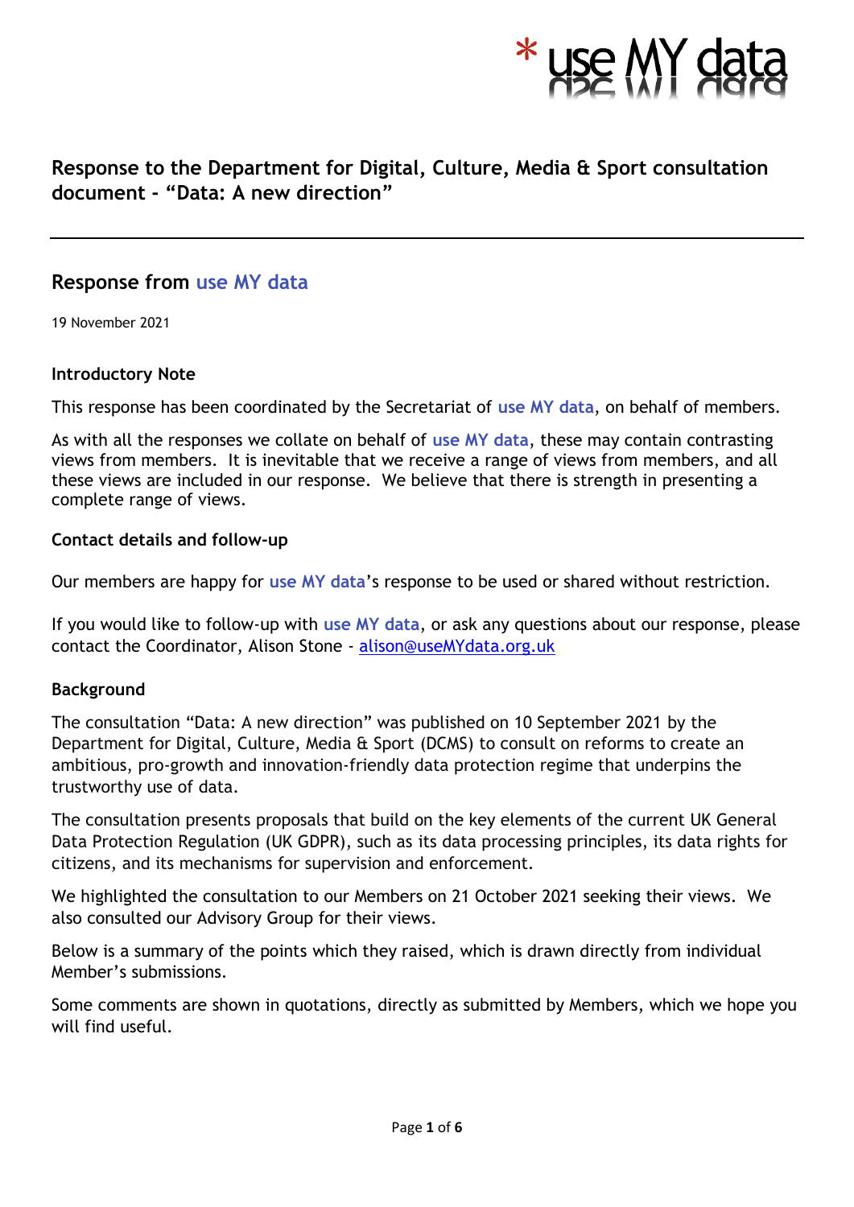\* use MY data

# Response to the Department for Digital, Culture, Media & Sport consultation document - "Data: A new direction"

---

## Response from use MY data

19 November 2021

### Introductory Note

This response has been coordinated by the Secretariat of **use MY data**, on behalf of members.

As with all the responses we collate on behalf of **use MY data**, these may contain contrasting views from members. It is inevitable that we receive a range of views from members, and all these views are included in our response. We believe that there is strength in presenting a complete range of views.

### Contact details and follow-up

Our members are happy for **use MY data**'s response to be used or shared without restriction.

If you would like to follow-up with **use MY data**, or ask any questions about our response, please contact the Coordinator, Alison Stone - alison@useMYdata.org.uk

### Background

The consultation "Data: A new direction" was published on 10 September 2021 by the Department for Digital, Culture, Media & Sport (DCMS) to consult on reforms to create an ambitious, pro-growth and innovation-friendly data protection regime that underpins the trustworthy use of data.

The consultation presents proposals that build on the key elements of the current UK General Data Protection Regulation (UK GDPR), such as its data processing principles, its data rights for citizens, and its mechanisms for supervision and enforcement.

We highlighted the consultation to our Members on 21 October 2021 seeking their views. We also consulted our Advisory Group for their views.

Below is a summary of the points which they raised, which is drawn directly from individual Member's submissions.

Some comments are shown in quotations, directly as submitted by Members, which we hope you will find useful.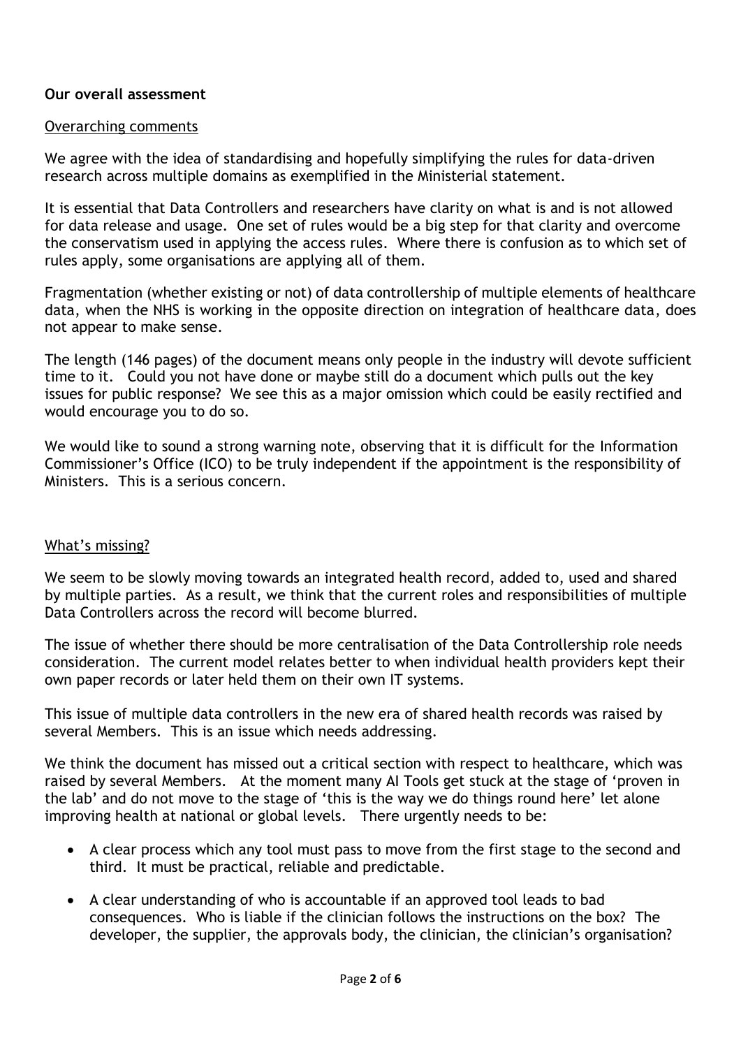**Our overall assessment**

Overarching comments

We agree with the idea of standardising and hopefully simplifying the rules for data-driven research across multiple domains as exemplified in the Ministerial statement.

It is essential that Data Controllers and researchers have clarity on what is and is not allowed for data release and usage. One set of rules would be a big step for that clarity and overcome the conservatism used in applying the access rules. Where there is confusion as to which set of rules apply, some organisations are applying all of them.

Fragmentation (whether existing or not) of data controllership of multiple elements of healthcare data, when the NHS is working in the opposite direction on integration of healthcare data, does not appear to make sense.

The length (146 pages) of the document means only people in the industry will devote sufficient time to it. Could you not have done or maybe still do a document which pulls out the key issues for public response? We see this as a major omission which could be easily rectified and would encourage you to do so.

We would like to sound a strong warning note, observing that it is difficult for the Information Commissioner's Office (ICO) to be truly independent if the appointment is the responsibility of Ministers. This is a serious concern.

What's missing?

We seem to be slowly moving towards an integrated health record, added to, used and shared by multiple parties. As a result, we think that the current roles and responsibilities of multiple Data Controllers across the record will become blurred.

The issue of whether there should be more centralisation of the Data Controllership role needs consideration. The current model relates better to when individual health providers kept their own paper records or later held them on their own IT systems.

This issue of multiple data controllers in the new era of shared health records was raised by several Members. This is an issue which needs addressing.

We think the document has missed out a critical section with respect to healthcare, which was raised by several Members. At the moment many AI Tools get stuck at the stage of 'proven in the lab' and do not move to the stage of 'this is the way we do things round here' let alone improving health at national or global levels. There urgently needs to be:

- A clear process which any tool must pass to move from the first stage to the second and third. It must be practical, reliable and predictable.
- A clear understanding of who is accountable if an approved tool leads to bad consequences. Who is liable if the clinician follows the instructions on the box? The developer, the supplier, the approvals body, the clinician, the clinician's organisation?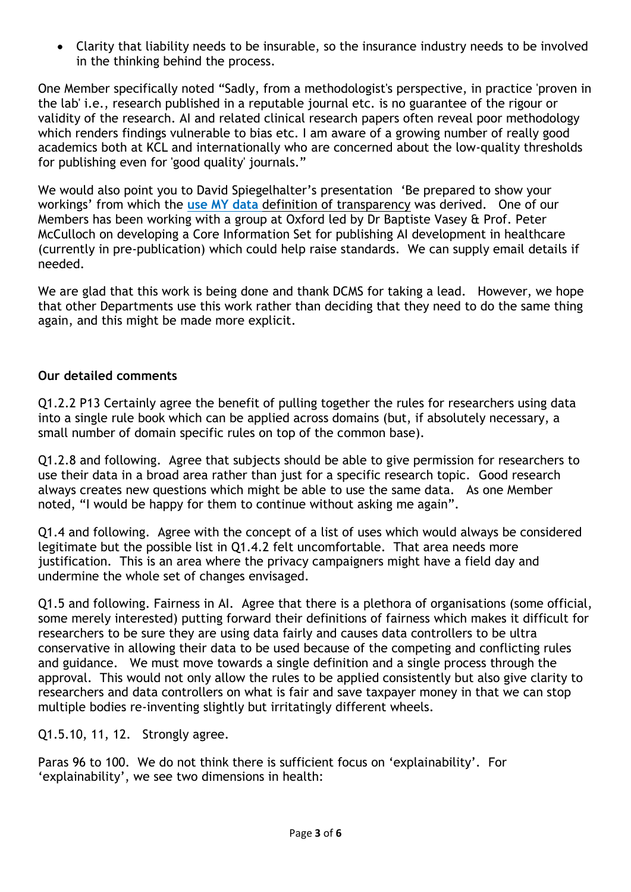- Clarity that liability needs to be insurable, so the insurance industry needs to be involved in the thinking behind the process.

One Member specifically noted "Sadly, from a methodologist's perspective, in practice 'proven in the lab' i.e., research published in a reputable journal etc. is no guarantee of the rigour or validity of the research. AI and related clinical research papers often reveal poor methodology which renders findings vulnerable to bias etc. I am aware of a growing number of really good academics both at KCL and internationally who are concerned about the low-quality thresholds for publishing even for 'good quality' journals."

We would also point you to David Spiegelhalter's presentation 'Be prepared to show your workings' from which the **use MY data** definition of transparency was derived. One of our Members has been working with a group at Oxford led by Dr Baptiste Vasey & Prof. Peter McCulloch on developing a Core Information Set for publishing AI development in healthcare (currently in pre-publication) which could help raise standards. We can supply email details if needed.

We are glad that this work is being done and thank DCMS for taking a lead. However, we hope that other Departments use this work rather than deciding that they need to do the same thing again, and this might be made more explicit.

**Our detailed comments**

Q1.2.2 P13 Certainly agree the benefit of pulling together the rules for researchers using data into a single rule book which can be applied across domains (but, if absolutely necessary, a small number of domain specific rules on top of the common base).

Q1.2.8 and following. Agree that subjects should be able to give permission for researchers to use their data in a broad area rather than just for a specific research topic. Good research always creates new questions which might be able to use the same data. As one Member noted, "I would be happy for them to continue without asking me again".

Q1.4 and following. Agree with the concept of a list of uses which would always be considered legitimate but the possible list in Q1.4.2 felt uncomfortable. That area needs more justification. This is an area where the privacy campaigners might have a field day and undermine the whole set of changes envisaged.

Q1.5 and following. Fairness in AI. Agree that there is a plethora of organisations (some official, some merely interested) putting forward their definitions of fairness which makes it difficult for researchers to be sure they are using data fairly and causes data controllers to be ultra conservative in allowing their data to be used because of the competing and conflicting rules and guidance. We must move towards a single definition and a single process through the approval. This would not only allow the rules to be applied consistently but also give clarity to researchers and data controllers on what is fair and save taxpayer money in that we can stop multiple bodies re-inventing slightly but irritatingly different wheels.

Q1.5.10, 11, 12. Strongly agree.

Paras 96 to 100. We do not think there is sufficient focus on 'explainability'. For 'explainability', we see two dimensions in health: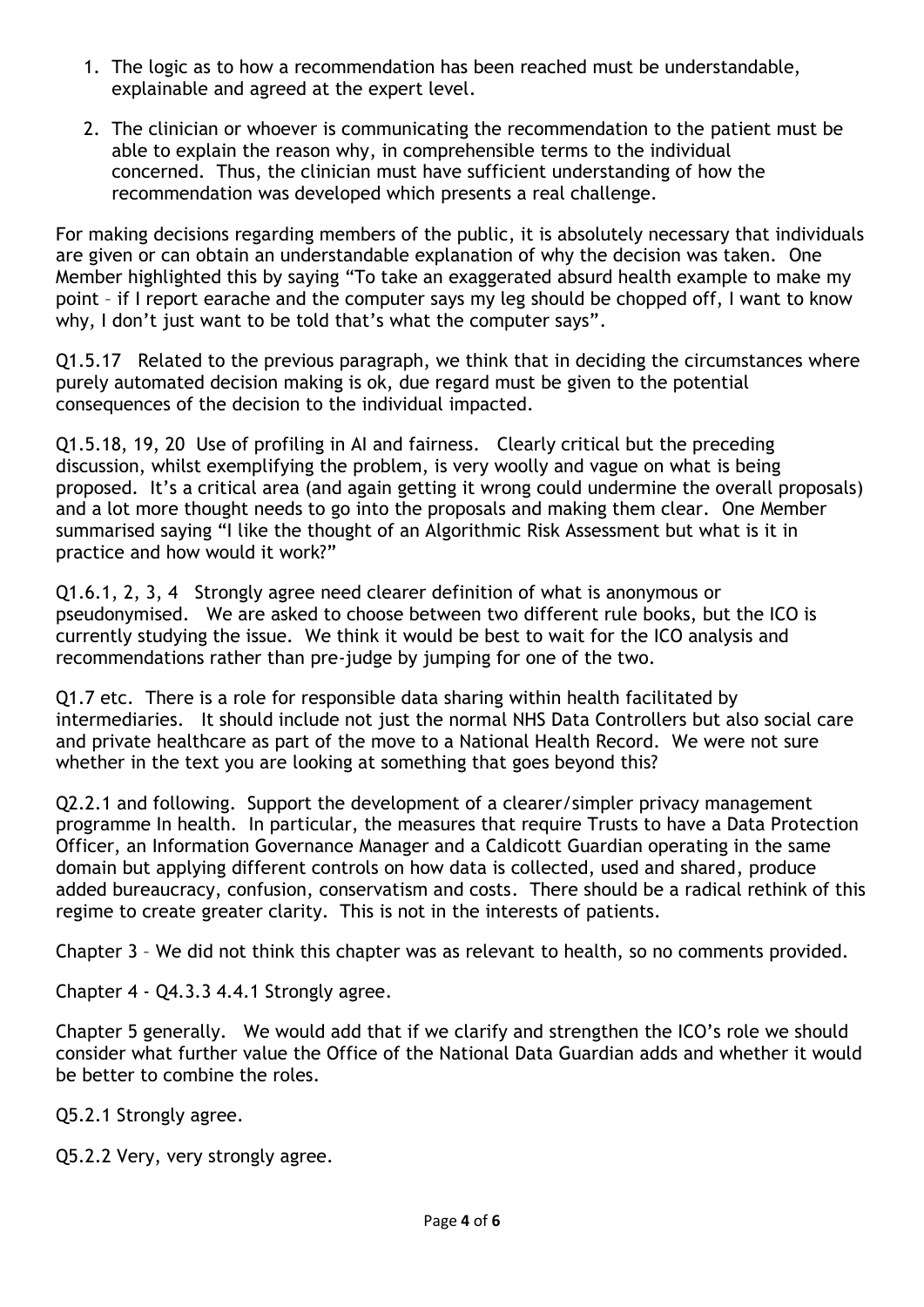1. The logic as to how a recommendation has been reached must be understandable, explainable and agreed at the expert level.
2. The clinician or whoever is communicating the recommendation to the patient must be able to explain the reason why, in comprehensible terms to the individual concerned. Thus, the clinician must have sufficient understanding of how the recommendation was developed which presents a real challenge.

For making decisions regarding members of the public, it is absolutely necessary that individuals are given or can obtain an understandable explanation of why the decision was taken. One Member highlighted this by saying "To take an exaggerated absurd health example to make my point – if I report earache and the computer says my leg should be chopped off, I want to know why, I don't just want to be told that's what the computer says".

Q1.5.17 Related to the previous paragraph, we think that in deciding the circumstances where purely automated decision making is ok, due regard must be given to the potential consequences of the decision to the individual impacted.

Q1.5.18, 19, 20 Use of profiling in AI and fairness. Clearly critical but the preceding discussion, whilst exemplifying the problem, is very woolly and vague on what is being proposed. It's a critical area (and again getting it wrong could undermine the overall proposals) and a lot more thought needs to go into the proposals and making them clear. One Member summarised saying "I like the thought of an Algorithmic Risk Assessment but what is it in practice and how would it work?"

Q1.6.1, 2, 3, 4 Strongly agree need clearer definition of what is anonymous or pseudonymised. We are asked to choose between two different rule books, but the ICO is currently studying the issue. We think it would be best to wait for the ICO analysis and recommendations rather than pre-judge by jumping for one of the two.

Q1.7 etc. There is a role for responsible data sharing within health facilitated by intermediaries. It should include not just the normal NHS Data Controllers but also social care and private healthcare as part of the move to a National Health Record. We were not sure whether in the text you are looking at something that goes beyond this?

Q2.2.1 and following. Support the development of a clearer/simpler privacy management programme In health. In particular, the measures that require Trusts to have a Data Protection Officer, an Information Governance Manager and a Caldicott Guardian operating in the same domain but applying different controls on how data is collected, used and shared, produce added bureaucracy, confusion, conservatism and costs. There should be a radical rethink of this regime to create greater clarity. This is not in the interests of patients.

Chapter 3 – We did not think this chapter was as relevant to health, so no comments provided.

Chapter 4 - Q4.3.3 4.4.1 Strongly agree.

Chapter 5 generally. We would add that if we clarify and strengthen the ICO's role we should consider what further value the Office of the National Data Guardian adds and whether it would be better to combine the roles.

Q5.2.1 Strongly agree.

Q5.2.2 Very, very strongly agree.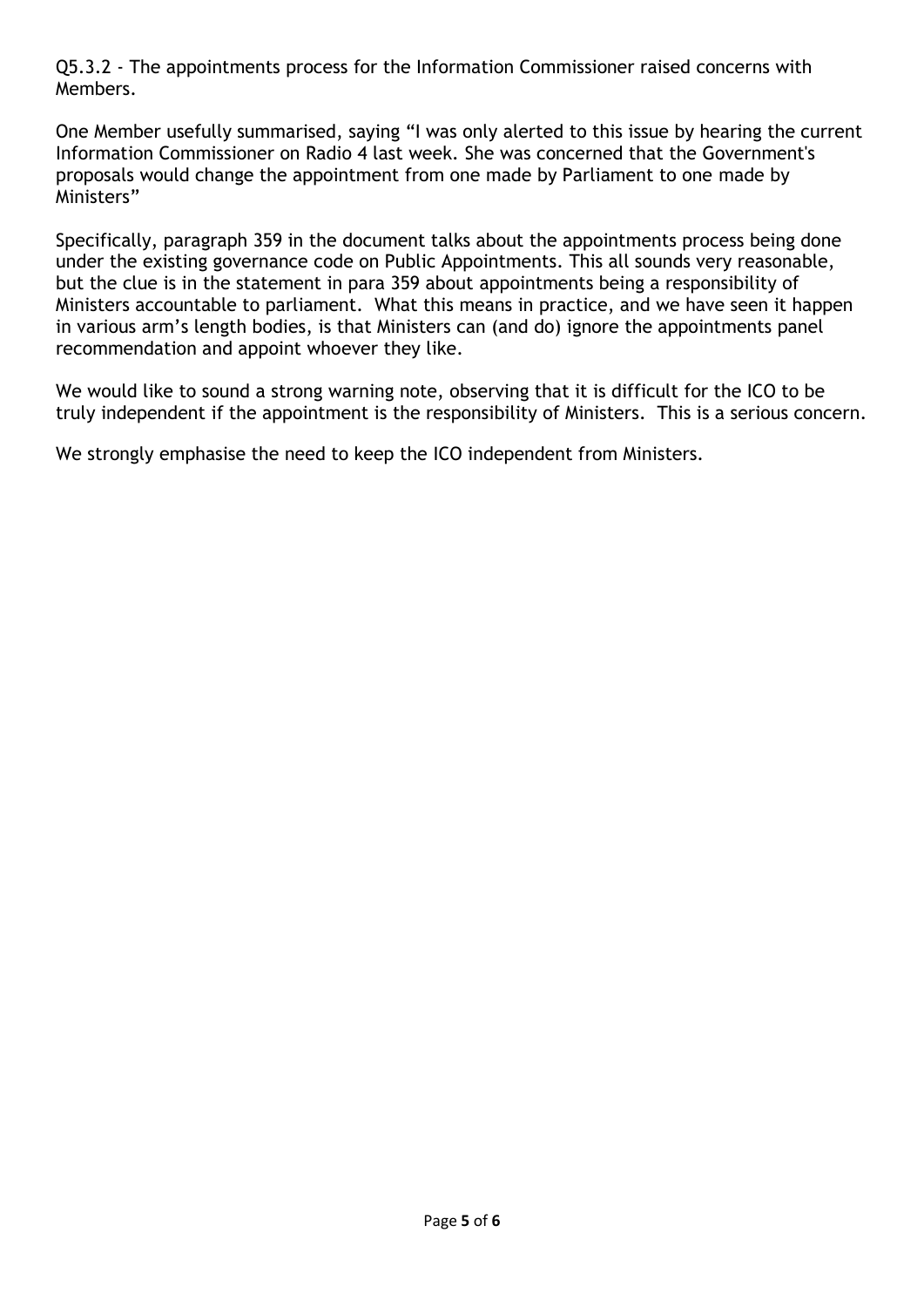Q5.3.2 - The appointments process for the Information Commissioner raised concerns with Members.

One Member usefully summarised, saying "I was only alerted to this issue by hearing the current Information Commissioner on Radio 4 last week. She was concerned that the Government's proposals would change the appointment from one made by Parliament to one made by Ministers"

Specifically, paragraph 359 in the document talks about the appointments process being done under the existing governance code on Public Appointments. This all sounds very reasonable, but the clue is in the statement in para 359 about appointments being a responsibility of Ministers accountable to parliament. What this means in practice, and we have seen it happen in various arm's length bodies, is that Ministers can (and do) ignore the appointments panel recommendation and appoint whoever they like.

We would like to sound a strong warning note, observing that it is difficult for the ICO to be truly independent if the appointment is the responsibility of Ministers. This is a serious concern.

We strongly emphasise the need to keep the ICO independent from Ministers.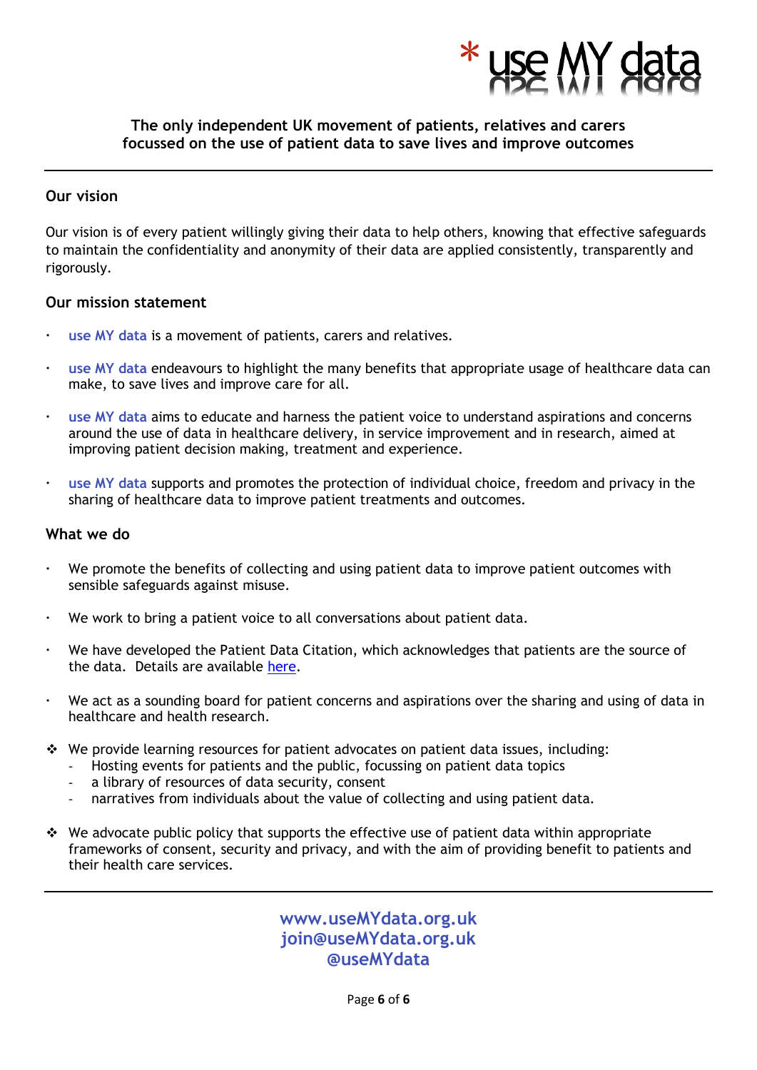\* use MY data

**The only independent UK movement of patients, relatives and carers focussed on the use of patient data to save lives and improve outcomes**

---

## Our vision

Our vision is of every patient willingly giving their data to help others, knowing that effective safeguards to maintain the confidentiality and anonymity of their data are applied consistently, transparently and rigorously.

## Our mission statement

- **use MY data** is a movement of patients, carers and relatives.
- **use MY data** endeavours to highlight the many benefits that appropriate usage of healthcare data can make, to save lives and improve care for all.
- **use MY data** aims to educate and harness the patient voice to understand aspirations and concerns around the use of data in healthcare delivery, in service improvement and in research, aimed at improving patient decision making, treatment and experience.
- **use MY data** supports and promotes the protection of individual choice, freedom and privacy in the sharing of healthcare data to improve patient treatments and outcomes.

## What we do

- We promote the benefits of collecting and using patient data to improve patient outcomes with sensible safeguards against misuse.
- We work to bring a patient voice to all conversations about patient data.
- We have developed the Patient Data Citation, which acknowledges that patients are the source of the data. Details are available here.
- We act as a sounding board for patient concerns and aspirations over the sharing and using of data in healthcare and health research.
- We provide learning resources for patient advocates on patient data issues, including:
  - Hosting events for patients and the public, focussing on patient data topics
  - a library of resources of data security, consent
  - narratives from individuals about the value of collecting and using patient data.
- We advocate public policy that supports the effective use of patient data within appropriate frameworks of consent, security and privacy, and with the aim of providing benefit to patients and their health care services.

---

**www.useMYdata.org.uk**
**join@useMYdata.org.uk**
**@useMYdata**